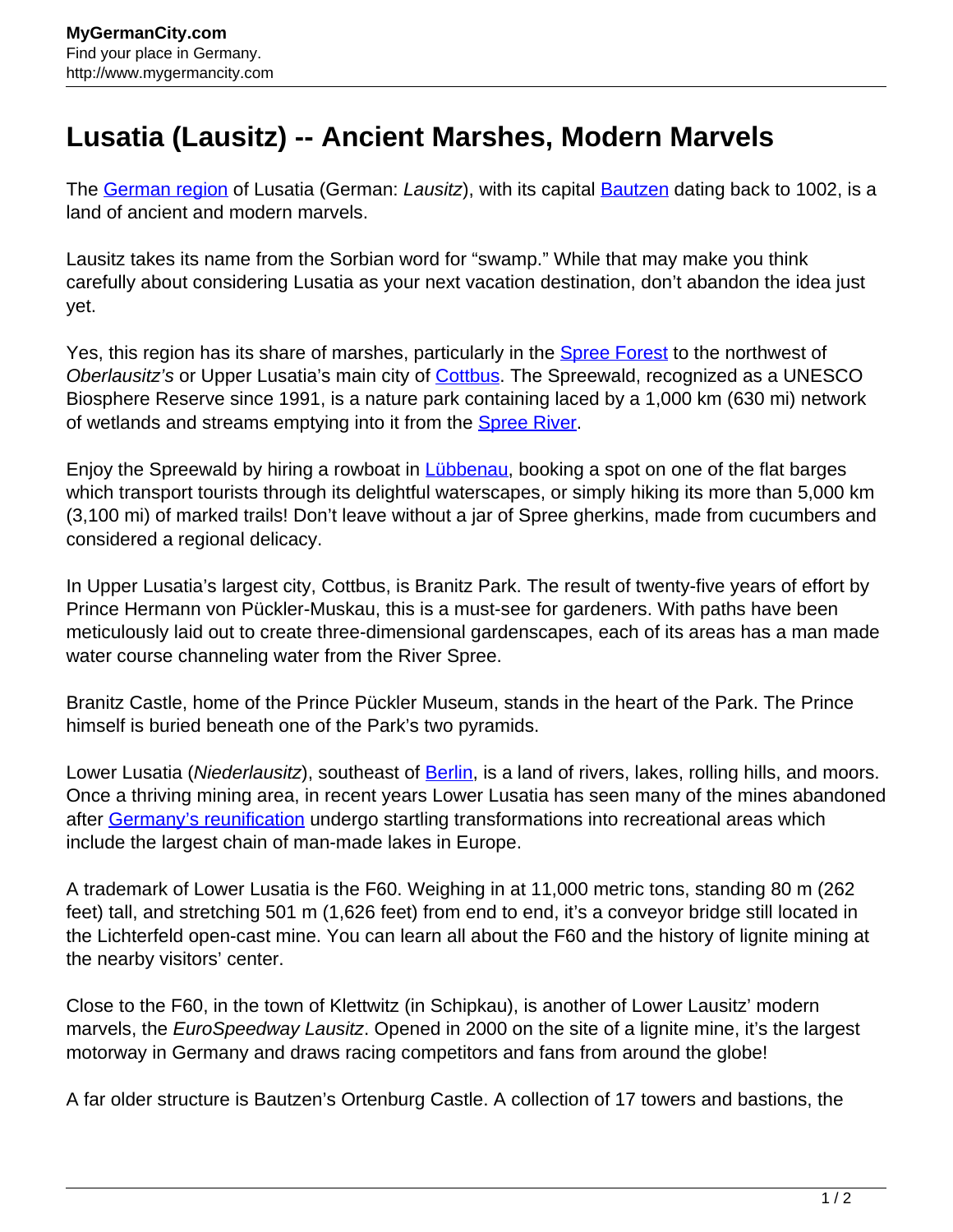# Lusatia (Lausitz) -- Ancient Marshes, Modern Marvels

The German region of Lusatia (German: *Lausitz*), with its capital Bautzen dating back to 1002, is a land of ancient and modern marvels.

Lausitz takes its name from the Sorbian word for "swamp." While that may make you think carefully about considering Lusatia as your next vacation destination, don't abandon the idea just yet.

Yes, this region has its share of marshes, particularly in the Spree Forest to the northwest of *Oberlausitz's* or Upper Lusatia's main city of Cottbus. The Spreewald, recognized as a UNESCO Biosphere Reserve since 1991, is a nature park containing laced by a 1,000 km (630 mi) network of wetlands and streams emptying into it from the Spree River.

Enjoy the Spreewald by hiring a rowboat in Lübbenau, booking a spot on one of the flat barges which transport tourists through its delightful waterscapes, or simply hiking its more than 5,000 km (3,100 mi) of marked trails! Don't leave without a jar of Spree gherkins, made from cucumbers and considered a regional delicacy.

In Upper Lusatia's largest city, Cottbus, is Branitz Park. The result of twenty-five years of effort by Prince Hermann von Pückler-Muskau, this is a must-see for gardeners. With paths have been meticulously laid out to create three-dimensional gardenscapes, each of its areas has a man made water course channeling water from the River Spree.

Branitz Castle, home of the Prince Pückler Museum, stands in the heart of the Park. The Prince himself is buried beneath one of the Park's two pyramids.

Lower Lusatia (*Niederlausitz*), southeast of Berlin, is a land of rivers, lakes, rolling hills, and moors. Once a thriving mining area, in recent years Lower Lusatia has seen many of the mines abandoned after Germany's reunification undergo startling transformations into recreational areas which include the largest chain of man-made lakes in Europe.

A trademark of Lower Lusatia is the F60. Weighing in at 11,000 metric tons, standing 80 m (262 feet) tall, and stretching 501 m (1,626 feet) from end to end, it's a conveyor bridge still located in the Lichterfeld open-cast mine. You can learn all about the F60 and the history of lignite mining at the nearby visitors' center.

Close to the F60, in the town of Klettwitz (in Schipkau), is another of Lower Lausitz' modern marvels, the *EuroSpeedway Lausitz*. Opened in 2000 on the site of a lignite mine, it's the largest motorway in Germany and draws racing competitors and fans from around the globe!

A far older structure is Bautzen's Ortenburg Castle. A collection of 17 towers and bastions, the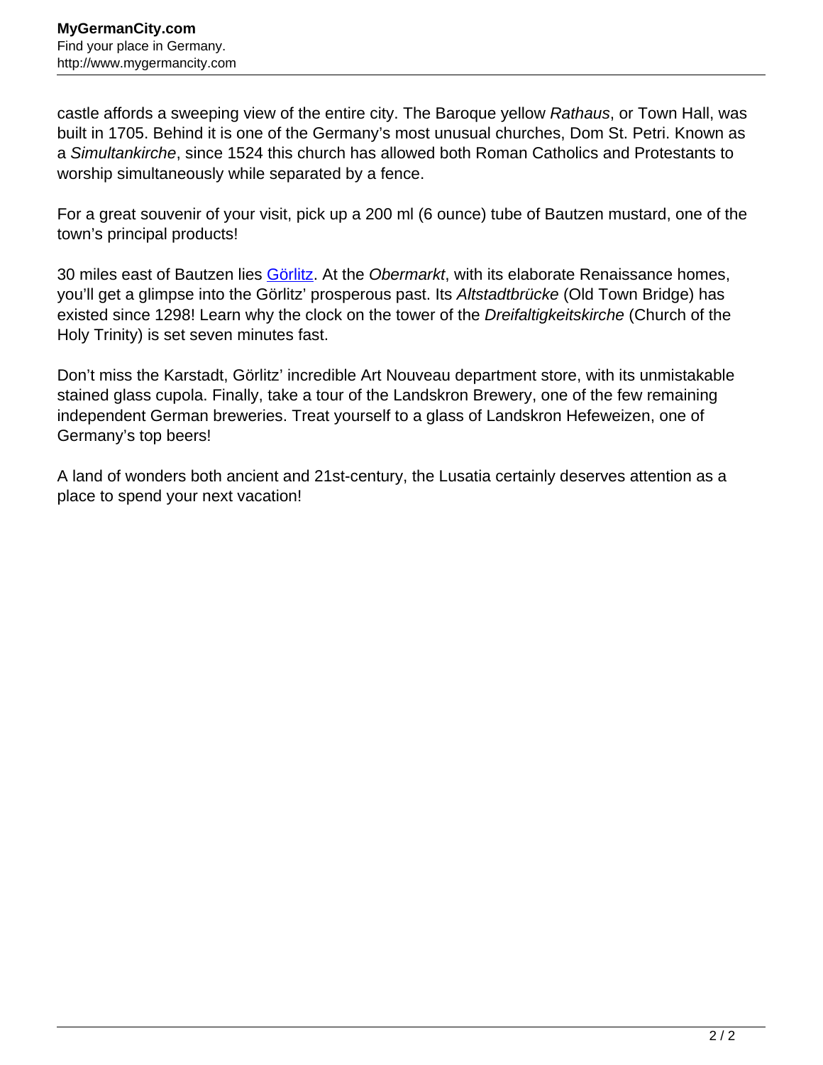castle affords a sweeping view of the entire city. The Baroque yellow *Rathaus*, or Town Hall, was built in 1705. Behind it is one of the Germany's most unusual churches, Dom St. Petri. Known as a *Simultankirche*, since 1524 this church has allowed both Roman Catholics and Protestants to worship simultaneously while separated by a fence.

For a great souvenir of your visit, pick up a 200 ml (6 ounce) tube of Bautzen mustard, one of the town's principal products!

30 miles east of Bautzen lies [Görlitz](). At the *Obermarkt*, with its elaborate Renaissance homes, you'll get a glimpse into the Görlitz' prosperous past. Its *Altstadtbrücke* (Old Town Bridge) has existed since 1298! Learn why the clock on the tower of the *Dreifaltigkeitskirche* (Church of the Holy Trinity) is set seven minutes fast.

Don't miss the Karstadt, Görlitz' incredible Art Nouveau department store, with its unmistakable stained glass cupola. Finally, take a tour of the Landskron Brewery, one of the few remaining independent German breweries. Treat yourself to a glass of Landskron Hefeweizen, one of Germany's top beers!

A land of wonders both ancient and 21st-century, the Lusatia certainly deserves attention as a place to spend your next vacation!